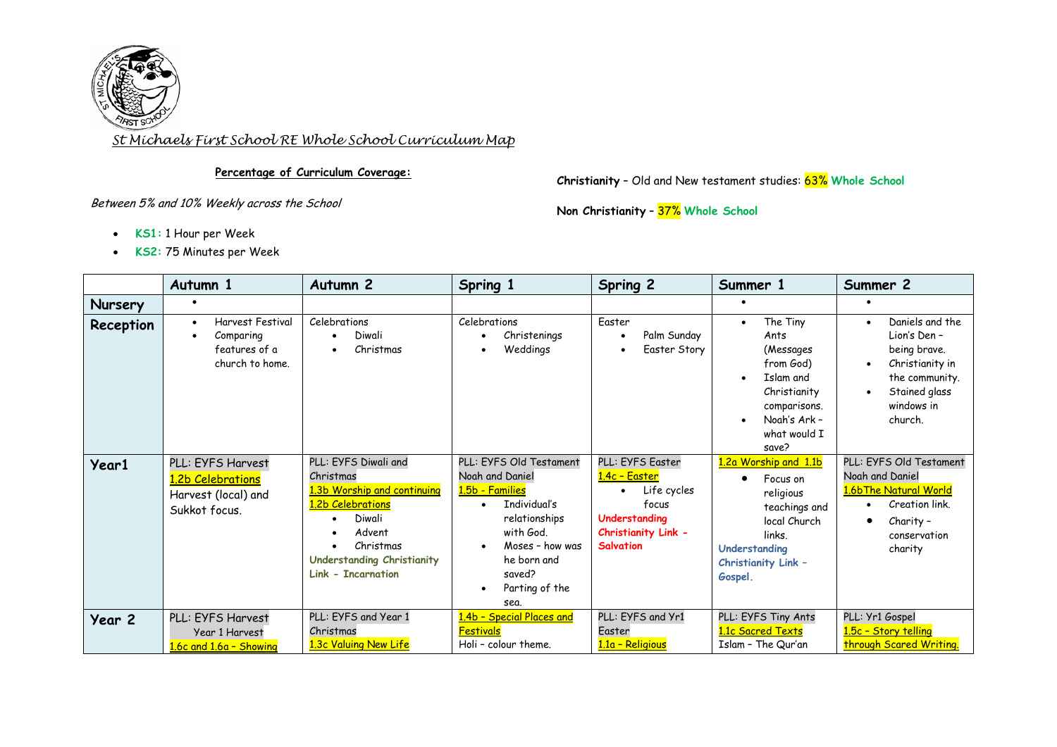# St Michaels First School RE Whole School Curriculum Map

**Percentage of Curriculum Coverage:**

*Between 5% and 10% Weekly across the School*

- **KS1:** 1 Hour per Week
- **KS2:** 75 Minutes per Week

**Christianity** – Old and New testament studies: 63% **Whole School**

**Non Christianity** – 37% **Whole School**

| | Autumn 1 | Autumn 2 | Spring 1 | Spring 2 | Summer 1 | Summer 2 |
|---|---|---|---|---|---|---|
| **Nursery** | • | | | | • | • |
| **Reception** | • Harvest Festival<br>• Comparing features of a church to home. | Celebrations<br>• Diwali<br>• Christmas | Celebrations<br>• Christenings<br>• Weddings | Easter<br>• Palm Sunday<br>• Easter Story | • The Tiny Ants (Messages from God)<br>• Islam and Christianity comparisons.<br>• Noah's Ark – what would I save? | • Daniels and the Lion's Den – being brave.<br>• Christianity in the community.<br>• Stained glass windows in church. |
| **Year1** | PLL: EYFS Harvest<br>1.2b Celebrations<br>Harvest (local) and Sukkot focus. | PLL: EYFS Diwali and Christmas<br>1.3b Worship and continuing<br>1.2b Celebrations<br>• Diwali<br>• Advent<br>• Christmas<br>**Understanding Christianity Link – Incarnation** | PLL: EYFS Old Testament Noah and Daniel<br>1.5b - Families<br>• Individual's relationships with God.<br>• Moses – how was he born and saved?<br>• Parting of the sea. | PLL: EYFS Easter<br>1.4c - Easter<br>• Life cycles focus<br>**Understanding Christianity Link – Salvation** | 1.2a Worship and 1.1b<br>• Focus on religious teachings and local Church links.<br>**Understanding Christianity Link – Gospel.** | PLL: EYFS Old Testament Noah and Daniel<br>1.6bThe Natural World<br>• Creation link.<br>• Charity – conservation charity |
| **Year 2** | PLL: EYFS Harvest<br>Year 1 Harvest<br>1.6c and 1.6a – Showing | PLL: EYFS and Year 1 Christmas<br>1.3c Valuing New Life | 1.4b – Special Places and Festivals<br>Holi – colour theme. | PLL: EYFS and Yr1 Easter<br>1.1a – Religious | PLL: EYFS Tiny Ants<br>1.1c Sacred Texts<br>Islam – The Qur'an | PLL: Yr1 Gospel<br>1.5c – Story telling through Scared Writing. |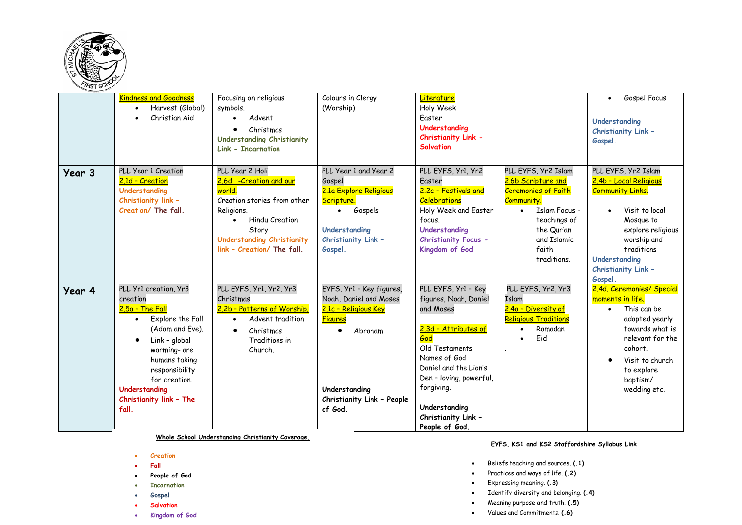| | | | | | | |
|---|---|---|---|---|---|---|
| | Kindness and Goodness<br>• Harvest (Global)<br>• Christian Aid | Focusing on religious symbols.<br>• Advent<br>• Christmas<br>Understanding Christianity Link - Incarnation | Colours in Clergy (Worship) | Literature<br>Holy Week<br>Easter<br>Understanding Christianity Link - Salvation | | • Gospel Focus<br><br>Understanding Christianity Link – Gospel. |
| **Year 3** | PLL Year 1 Creation<br>2.1d – Creation<br>Understanding Christianity link – Creation/ The fall. | PLL Year 2 Holi<br>2.6d -Creation and our world.<br>Creation stories from other Religions.<br>• Hindu Creation Story<br>Understanding Christianity link – Creation/ The fall. | PLL Year 1 and Year 2 Gospel<br>2.1a Explore Religious Scripture.<br>• Gospels<br><br>Understanding Christianity Link – Gospel. | PLL EYFS, Yr1, Yr2 Easter<br>2.2c – Festivals and Celebrations<br>Holy Week and Easter focus.<br>Understanding Christianity Focus - Kingdom of God | PLL EYFS, Yr2 Islam<br>2.6b Scripture and Ceremonies of Faith Community.<br>• Islam Focus - teachings of the Qur'an and Islamic faith traditions. | PLL EYFS, Yr2 Islam<br>2.4b – Local Religious Community Links.<br><br>• Visit to local Mosque to explore religious worship and traditions<br>Understanding Christianity Link – Gospel. |
| **Year 4** | PLL Yr1 creation, Yr3 creation<br>2.5a – The Fall<br>• Explore the Fall (Adam and Eve).<br>• Link – global warming- are humans taking responsibility for creation.<br>Understanding Christianity link – The fall. | PLL EYFS, Yr1, Yr2, Yr3 Christmas<br>2.2b – Patterns of Worship.<br>• Advent tradition<br>• Christmas Traditions in Church. | EYFS, Yr1 – Key figures, Noah, Daniel and Moses<br>2.1c – Religious Key Figures<br>• Abraham<br><br>**Understanding Christianity Link – People of God.** | PLL EYFS, Yr1 – Key figures, Noah, Daniel and Moses<br><br>2.3d – Attributes of God<br>Old Testaments<br>Names of God<br>Daniel and the Lion's Den – loving, powerful, forgiving.<br><br>**Understanding Christianity Link – People of God.** | PLL EYFS, Yr2, Yr3 Islam<br>2.4a – Diversity of Religious Traditions<br>• Ramadan<br>• Eid<br>. | 2.4d. Ceremonies/ Special moments in life.<br>• This can be adapted yearly towards what is relevant for the cohort.<br>• Visit to church to explore baptism/ wedding etc. |

**Whole School Understanding Christianity Coverage.**

- Creation
- Fall
- **People of God**
- Incarnation
- Gospel
- Salvation
- Kingdom of God

**EYFS, KS1 and KS2 Staffordshire Syllabus Link**

- Beliefs teaching and sources. **(.1)**
- Practices and ways of life. **(.2)**
- Expressing meaning. **(.3)**
- Identify diversity and belonging. **(.4)**
- Meaning purpose and truth. **(.5)**
- Values and Commitments. **(.6)**